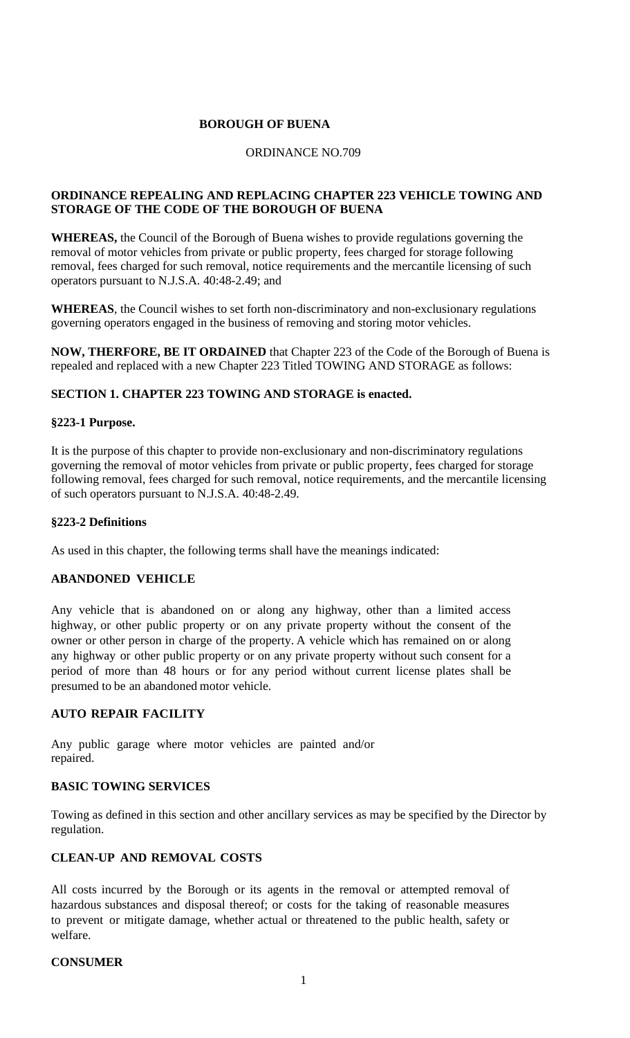**BOROUGH OF BUENA**

ORDINANCE NO.709

**ORDINANCE REPEALING AND REPLACING CHAPTER 223 VEHICLE TOWING AND STORAGE OF THE CODE OF THE BOROUGH OF BUENA**

**WHEREAS,** the Council of the Borough of Buena wishes to provide regulations governing the removal of motor vehicles from private or public property, fees charged for storage following removal, fees charged for such removal, notice requirements and the mercantile licensing of such operators pursuant to N.J.S.A. 40:48-2.49; and

**WHEREAS**, the Council wishes to set forth non-discriminatory and non-exclusionary regulations governing operators engaged in the business of removing and storing motor vehicles.

**NOW, THERFORE, BE IT ORDAINED** that Chapter 223 of the Code of the Borough of Buena is repealed and replaced with a new Chapter 223 Titled TOWING AND STORAGE as follows:

**SECTION 1. CHAPTER 223 TOWING AND STORAGE is enacted.**

**§223-1 Purpose.**

It is the purpose of this chapter to provide non-exclusionary and non-discriminatory regulations governing the removal of motor vehicles from private or public property, fees charged for storage following removal, fees charged for such removal, notice requirements, and the mercantile licensing of such operators pursuant to N.J.S.A. 40:48-2.49.

**§223-2 Definitions**

As used in this chapter, the following terms shall have the meanings indicated:

**ABANDONED VEHICLE**

Any vehicle that is abandoned on or along any highway, other than a limited access highway, or other public property or on any private property without the consent of the owner or other person in charge of the property. A vehicle which has remained on or along any highway or other public property or on any private property without such consent for a period of more than 48 hours or for any period without current license plates shall be presumed to be an abandoned motor vehicle.

**AUTO REPAIR FACILITY**

Any public garage where motor vehicles are painted and/or repaired.

**BASIC TOWING SERVICES**

Towing as defined in this section and other ancillary services as may be specified by the Director by regulation.

**CLEAN-UP AND REMOVAL COSTS**

All costs incurred by the Borough or its agents in the removal or attempted removal of hazardous substances and disposal thereof; or costs for the taking of reasonable measures to prevent or mitigate damage, whether actual or threatened to the public health, safety or welfare.

**CONSUMER**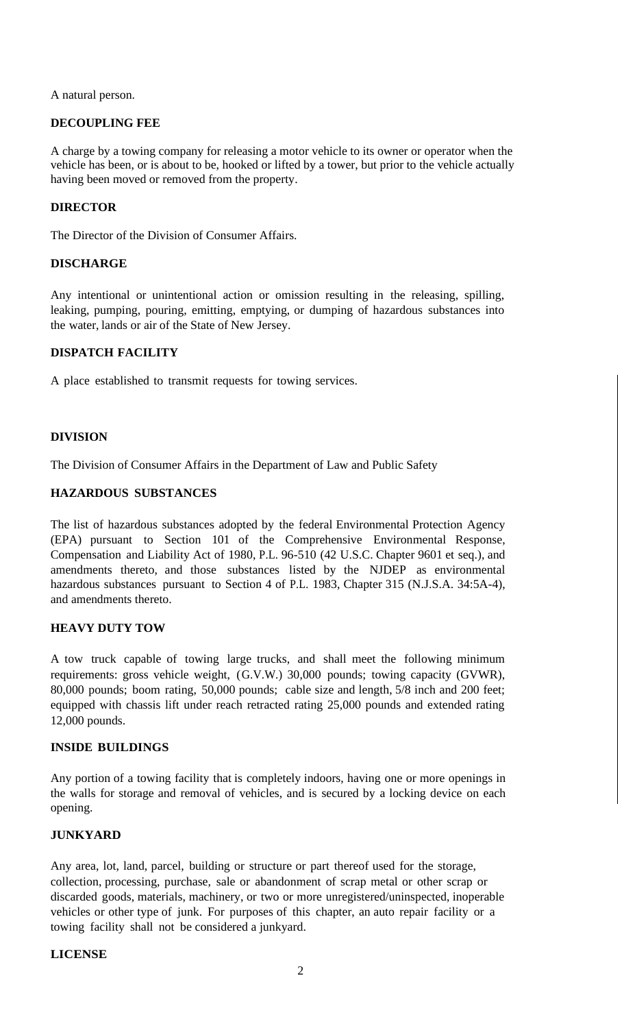A natural person.

**DECOUPLING FEE**

A charge by a towing company for releasing a motor vehicle to its owner or operator when the vehicle has been, or is about to be, hooked or lifted by a tower, but prior to the vehicle actually having been moved or removed from the property.

**DIRECTOR**

The Director of the Division of Consumer Affairs.

**DISCHARGE**

Any intentional or unintentional action or omission resulting in the releasing, spilling, leaking, pumping, pouring, emitting, emptying, or dumping of hazardous substances into the water, lands or air of the State of New Jersey.

**DISPATCH FACILITY**

A place established to transmit requests for towing services.

**DIVISION**

The Division of Consumer Affairs in the Department of Law and Public Safety

**HAZARDOUS SUBSTANCES**

The list of hazardous substances adopted by the federal Environmental Protection Agency (EPA) pursuant to Section 101 of the Comprehensive Environmental Response, Compensation and Liability Act of 1980, P.L. 96-510 (42 U.S.C. Chapter 9601 et seq.), and amendments thereto, and those substances listed by the NJDEP as environmental hazardous substances pursuant to Section 4 of P.L. 1983, Chapter 315 (N.J.S.A. 34:5A-4), and amendments thereto.

**HEAVY DUTY TOW**

A tow truck capable of towing large trucks, and shall meet the following minimum requirements: gross vehicle weight, (G.V.W.) 30,000 pounds; towing capacity (GVWR), 80,000 pounds; boom rating, 50,000 pounds; cable size and length, 5/8 inch and 200 feet; equipped with chassis lift under reach retracted rating 25,000 pounds and extended rating 12,000 pounds.

**INSIDE BUILDINGS**

Any portion of a towing facility that is completely indoors, having one or more openings in the walls for storage and removal of vehicles, and is secured by a locking device on each opening.

**JUNKYARD**

Any area, lot, land, parcel, building or structure or part thereof used for the storage, collection, processing, purchase, sale or abandonment of scrap metal or other scrap or discarded goods, materials, machinery, or two or more unregistered/uninspected, inoperable vehicles or other type of junk. For purposes of this chapter, an auto repair facility or a towing facility shall not be considered a junkyard.

**LICENSE**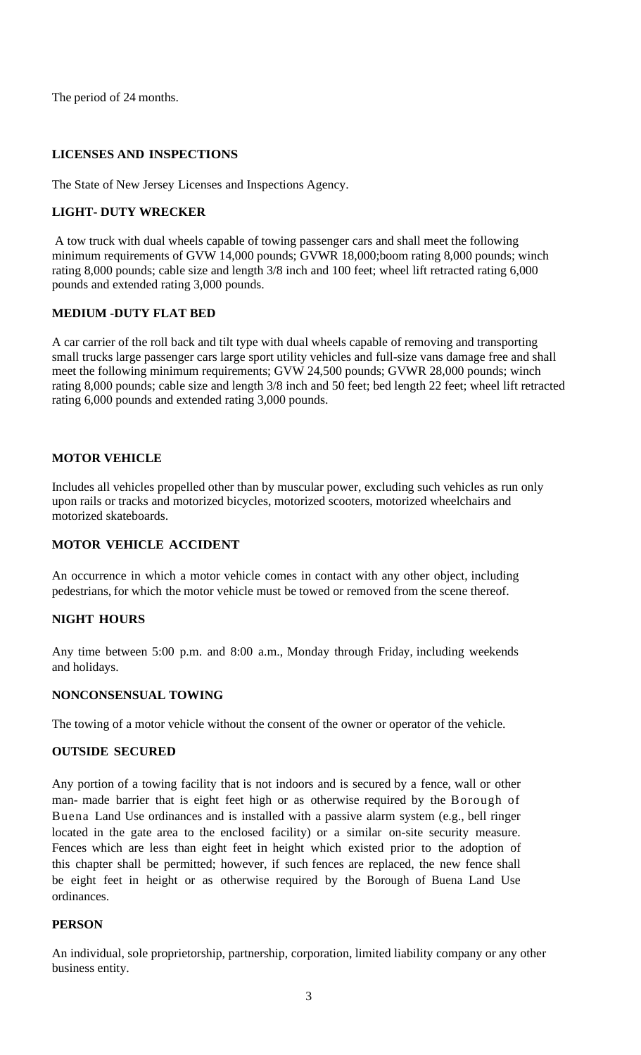The period of 24 months.

**LICENSES AND INSPECTIONS**

The State of New Jersey Licenses and Inspections Agency.

**LIGHT- DUTY WRECKER**

A tow truck with dual wheels capable of towing passenger cars and shall meet the following minimum requirements of GVW 14,000 pounds; GVWR 18,000;boom rating 8,000 pounds; winch rating 8,000 pounds; cable size and length 3/8 inch and 100 feet; wheel lift retracted rating 6,000 pounds and extended rating 3,000 pounds.

**MEDIUM -DUTY FLAT BED**

A car carrier of the roll back and tilt type with dual wheels capable of removing and transporting small trucks large passenger cars large sport utility vehicles and full-size vans damage free and shall meet the following minimum requirements; GVW 24,500 pounds; GVWR 28,000 pounds; winch rating 8,000 pounds; cable size and length 3/8 inch and 50 feet; bed length 22 feet; wheel lift retracted rating 6,000 pounds and extended rating 3,000 pounds.

**MOTOR VEHICLE**

Includes all vehicles propelled other than by muscular power, excluding such vehicles as run only upon rails or tracks and motorized bicycles, motorized scooters, motorized wheelchairs and motorized skateboards.

**MOTOR VEHICLE ACCIDENT**

An occurrence in which a motor vehicle comes in contact with any other object, including pedestrians, for which the motor vehicle must be towed or removed from the scene thereof.

**NIGHT HOURS**

Any time between 5:00 p.m. and 8:00 a.m., Monday through Friday, including weekends and holidays.

**NONCONSENSUAL TOWING**

The towing of a motor vehicle without the consent of the owner or operator of the vehicle.

**OUTSIDE SECURED**

Any portion of a towing facility that is not indoors and is secured by a fence, wall or other man- made barrier that is eight feet high or as otherwise required by the Borough of Buena Land Use ordinances and is installed with a passive alarm system (e.g., bell ringer located in the gate area to the enclosed facility) or a similar on-site security measure. Fences which are less than eight feet in height which existed prior to the adoption of this chapter shall be permitted; however, if such fences are replaced, the new fence shall be eight feet in height or as otherwise required by the Borough of Buena Land Use ordinances.

**PERSON**

An individual, sole proprietorship, partnership, corporation, limited liability company or any other business entity.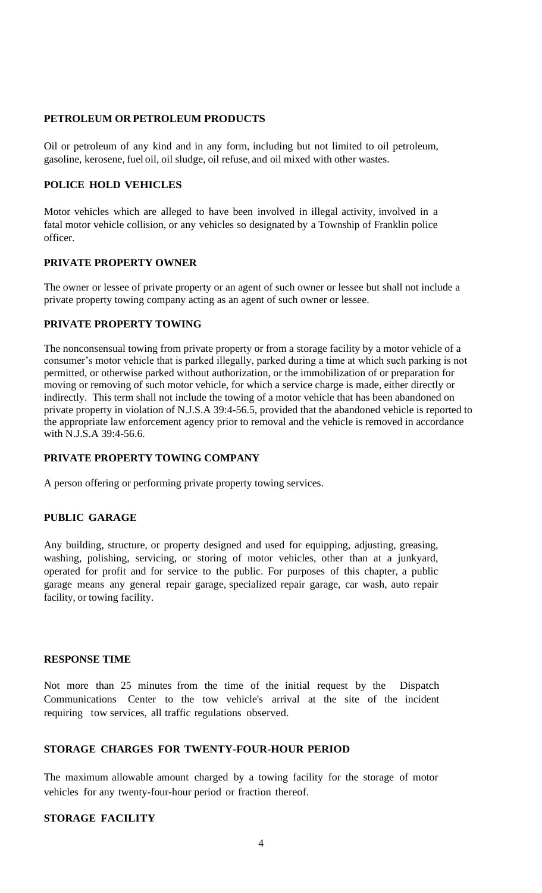**PETROLEUM OR PETROLEUM PRODUCTS**

Oil or petroleum of any kind and in any form, including but not limited to oil petroleum, gasoline, kerosene, fuel oil, oil sludge, oil refuse, and oil mixed with other wastes.

**POLICE HOLD VEHICLES**

Motor vehicles which are alleged to have been involved in illegal activity, involved in a fatal motor vehicle collision, or any vehicles so designated by a Township of Franklin police officer.

**PRIVATE PROPERTY OWNER**

The owner or lessee of private property or an agent of such owner or lessee but shall not include a private property towing company acting as an agent of such owner or lessee.

**PRIVATE PROPERTY TOWING**

The nonconsensual towing from private property or from a storage facility by a motor vehicle of a consumer's motor vehicle that is parked illegally, parked during a time at which such parking is not permitted, or otherwise parked without authorization, or the immobilization of or preparation for moving or removing of such motor vehicle, for which a service charge is made, either directly or indirectly. This term shall not include the towing of a motor vehicle that has been abandoned on private property in violation of N.J.S.A 39:4-56.5, provided that the abandoned vehicle is reported to the appropriate law enforcement agency prior to removal and the vehicle is removed in accordance with N.J.S.A 39:4-56.6.

**PRIVATE PROPERTY TOWING COMPANY**

A person offering or performing private property towing services.

**PUBLIC GARAGE**

Any building, structure, or property designed and used for equipping, adjusting, greasing, washing, polishing, servicing, or storing of motor vehicles, other than at a junkyard, operated for profit and for service to the public. For purposes of this chapter, a public garage means any general repair garage, specialized repair garage, car wash, auto repair facility, or towing facility.

**RESPONSE TIME**

Not more than 25 minutes from the time of the initial request by the Dispatch Communications Center to the tow vehicle's arrival at the site of the incident requiring tow services, all traffic regulations observed.

**STORAGE CHARGES FOR TWENTY-FOUR-HOUR PERIOD**

The maximum allowable amount charged by a towing facility for the storage of motor vehicles for any twenty-four-hour period or fraction thereof.

**STORAGE FACILITY**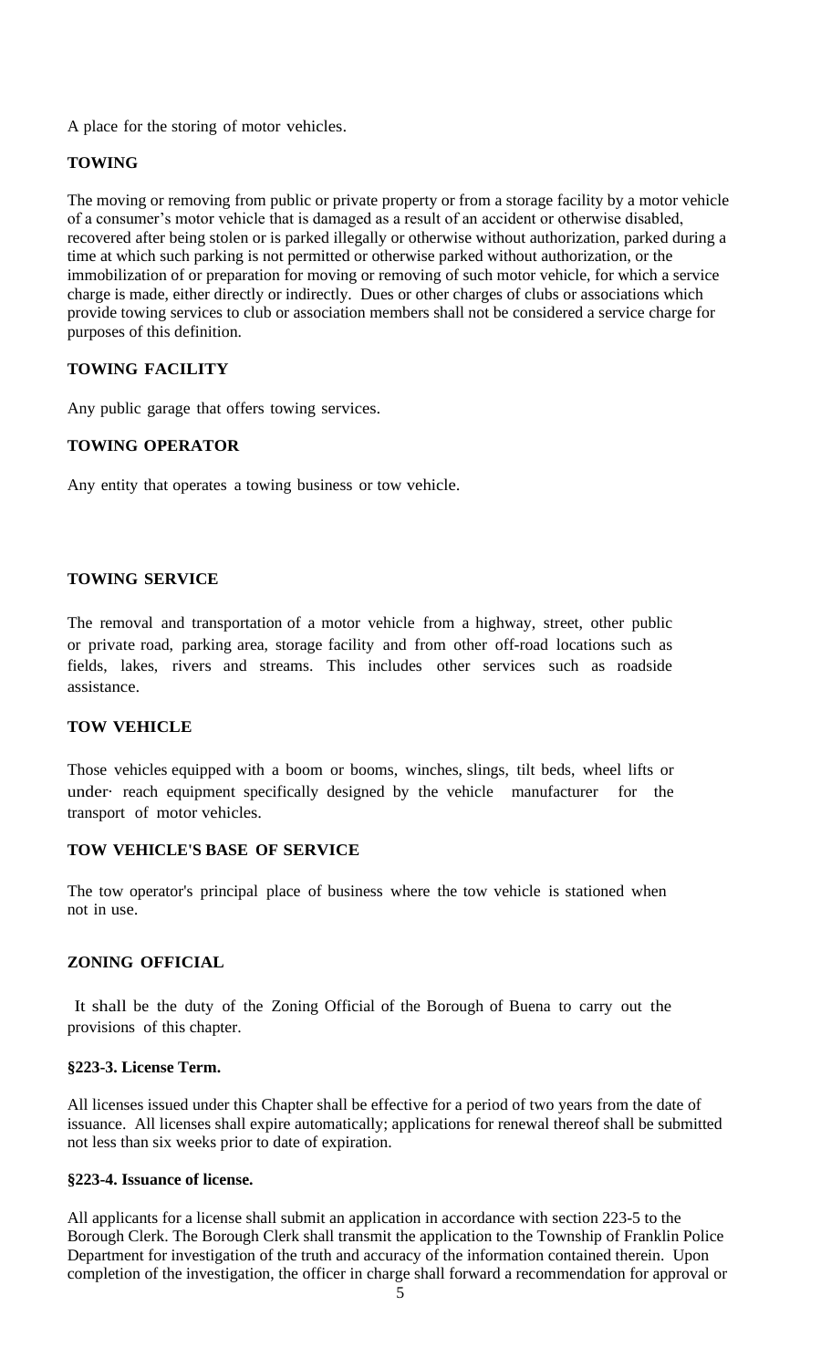A place for the storing of motor vehicles.

**TOWING**

The moving or removing from public or private property or from a storage facility by a motor vehicle of a consumer's motor vehicle that is damaged as a result of an accident or otherwise disabled, recovered after being stolen or is parked illegally or otherwise without authorization, parked during a time at which such parking is not permitted or otherwise parked without authorization, or the immobilization of or preparation for moving or removing of such motor vehicle, for which a service charge is made, either directly or indirectly. Dues or other charges of clubs or associations which provide towing services to club or association members shall not be considered a service charge for purposes of this definition.

**TOWING FACILITY**

Any public garage that offers towing services.

**TOWING OPERATOR**

Any entity that operates a towing business or tow vehicle.

**TOWING SERVICE**

The removal and transportation of a motor vehicle from a highway, street, other public or private road, parking area, storage facility and from other off-road locations such as fields, lakes, rivers and streams. This includes other services such as roadside assistance.

**TOW VEHICLE**

Those vehicles equipped with a boom or booms, winches, slings, tilt beds, wheel lifts or under· reach equipment specifically designed by the vehicle manufacturer for the transport of motor vehicles.

**TOW VEHICLE'S BASE OF SERVICE**

The tow operator's principal place of business where the tow vehicle is stationed when not in use.

**ZONING OFFICIAL**

It shall be the duty of the Zoning Official of the Borough of Buena to carry out the provisions of this chapter.

**§223-3. License Term.**

All licenses issued under this Chapter shall be effective for a period of two years from the date of issuance. All licenses shall expire automatically; applications for renewal thereof shall be submitted not less than six weeks prior to date of expiration.

**§223-4. Issuance of license.**

All applicants for a license shall submit an application in accordance with section 223-5 to the Borough Clerk. The Borough Clerk shall transmit the application to the Township of Franklin Police Department for investigation of the truth and accuracy of the information contained therein. Upon completion of the investigation, the officer in charge shall forward a recommendation for approval or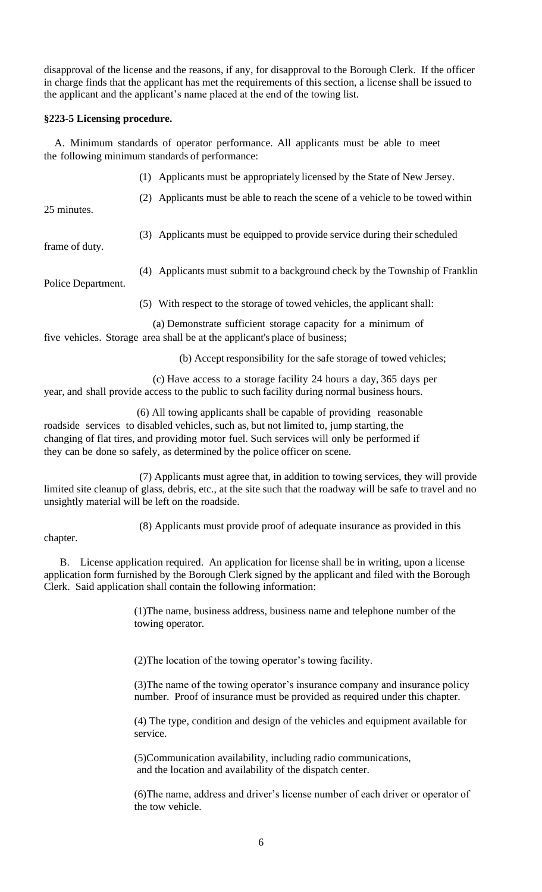disapproval of the license and the reasons, if any, for disapproval to the Borough Clerk. If the officer in charge finds that the applicant has met the requirements of this section, a license shall be issued to the applicant and the applicant's name placed at the end of the towing list.

**§223-5 Licensing procedure.**

A. Minimum standards of operator performance. All applicants must be able to meet the following minimum standards of performance:

(1) Applicants must be appropriately licensed by the State of New Jersey.

(2) Applicants must be able to reach the scene of a vehicle to be towed within 25 minutes.

(3) Applicants must be equipped to provide service during their scheduled frame of duty.

(4) Applicants must submit to a background check by the Township of Franklin Police Department.

(5) With respect to the storage of towed vehicles, the applicant shall:

(a) Demonstrate sufficient storage capacity for a minimum of five vehicles. Storage area shall be at the applicant's place of business;

(b) Accept responsibility for the safe storage of towed vehicles;

(c) Have access to a storage facility 24 hours a day, 365 days per year, and shall provide access to the public to such facility during normal business hours.

(6) All towing applicants shall be capable of providing reasonable roadside services to disabled vehicles, such as, but not limited to, jump starting, the changing of flat tires, and providing motor fuel. Such services will only be performed if they can be done so safely, as determined by the police officer on scene.

(7) Applicants must agree that, in addition to towing services, they will provide limited site cleanup of glass, debris, etc., at the site such that the roadway will be safe to travel and no unsightly material will be left on the roadside.

(8) Applicants must provide proof of adequate insurance as provided in this chapter.

B. License application required. An application for license shall be in writing, upon a license application form furnished by the Borough Clerk signed by the applicant and filed with the Borough Clerk. Said application shall contain the following information:

(1)The name, business address, business name and telephone number of the towing operator.

(2)The location of the towing operator's towing facility.

(3)The name of the towing operator's insurance company and insurance policy number. Proof of insurance must be provided as required under this chapter.

(4) The type, condition and design of the vehicles and equipment available for service.

(5)Communication availability, including radio communications, and the location and availability of the dispatch center.

(6)The name, address and driver's license number of each driver or operator of the tow vehicle.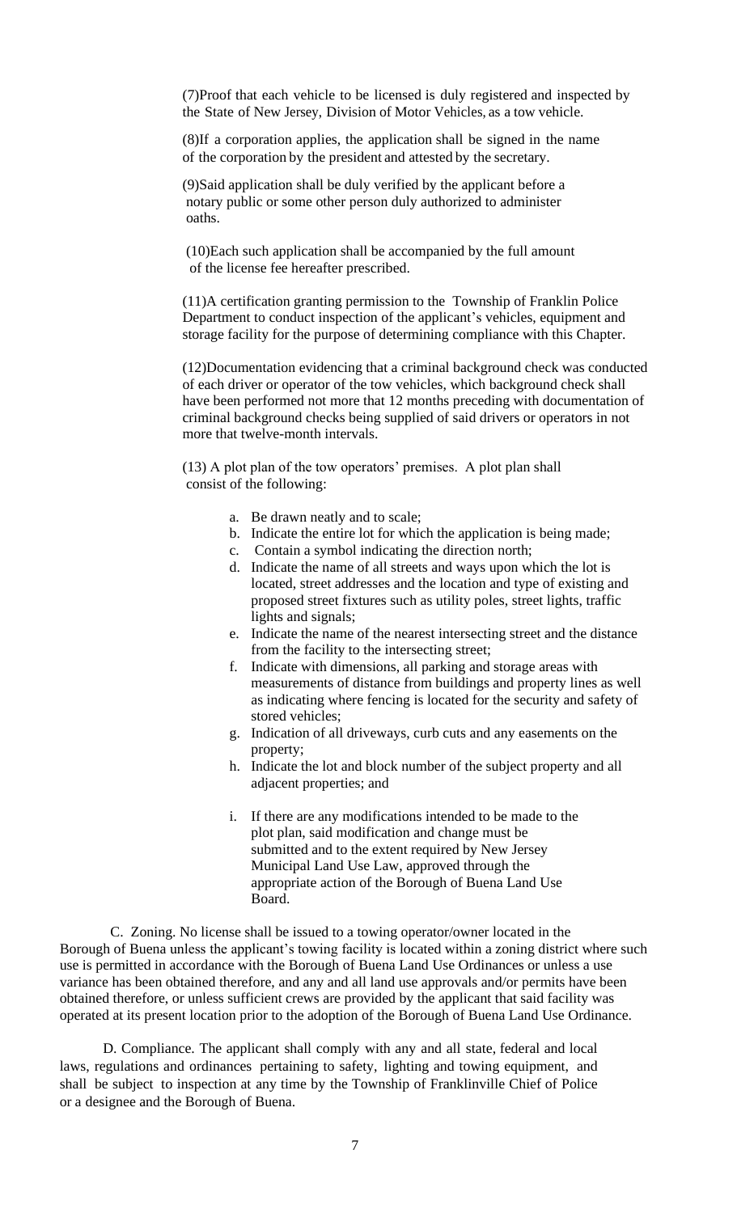(7)Proof that each vehicle to be licensed is duly registered and inspected by the State of New Jersey, Division of Motor Vehicles, as a tow vehicle.

(8)If a corporation applies, the application shall be signed in the name of the corporation by the president and attested by the secretary.

(9)Said application shall be duly verified by the applicant before a notary public or some other person duly authorized to administer oaths.

(10)Each such application shall be accompanied by the full amount of the license fee hereafter prescribed.

(11)A certification granting permission to the Township of Franklin Police Department to conduct inspection of the applicant's vehicles, equipment and storage facility for the purpose of determining compliance with this Chapter.

(12)Documentation evidencing that a criminal background check was conducted of each driver or operator of the tow vehicles, which background check shall have been performed not more that 12 months preceding with documentation of criminal background checks being supplied of said drivers or operators in not more that twelve-month intervals.

(13) A plot plan of the tow operators' premises. A plot plan shall consist of the following:

a. Be drawn neatly and to scale;
b. Indicate the entire lot for which the application is being made;
c. Contain a symbol indicating the direction north;
d. Indicate the name of all streets and ways upon which the lot is located, street addresses and the location and type of existing and proposed street fixtures such as utility poles, street lights, traffic lights and signals;
e. Indicate the name of the nearest intersecting street and the distance from the facility to the intersecting street;
f. Indicate with dimensions, all parking and storage areas with measurements of distance from buildings and property lines as well as indicating where fencing is located for the security and safety of stored vehicles;
g. Indication of all driveways, curb cuts and any easements on the property;
h. Indicate the lot and block number of the subject property and all adjacent properties; and
i. If there are any modifications intended to be made to the plot plan, said modification and change must be submitted and to the extent required by New Jersey Municipal Land Use Law, approved through the appropriate action of the Borough of Buena Land Use Board.

C. Zoning. No license shall be issued to a towing operator/owner located in the Borough of Buena unless the applicant's towing facility is located within a zoning district where such use is permitted in accordance with the Borough of Buena Land Use Ordinances or unless a use variance has been obtained therefore, and any and all land use approvals and/or permits have been obtained therefore, or unless sufficient crews are provided by the applicant that said facility was operated at its present location prior to the adoption of the Borough of Buena Land Use Ordinance.

D. Compliance. The applicant shall comply with any and all state, federal and local laws, regulations and ordinances pertaining to safety, lighting and towing equipment, and shall be subject to inspection at any time by the Township of Franklinville Chief of Police or a designee and the Borough of Buena.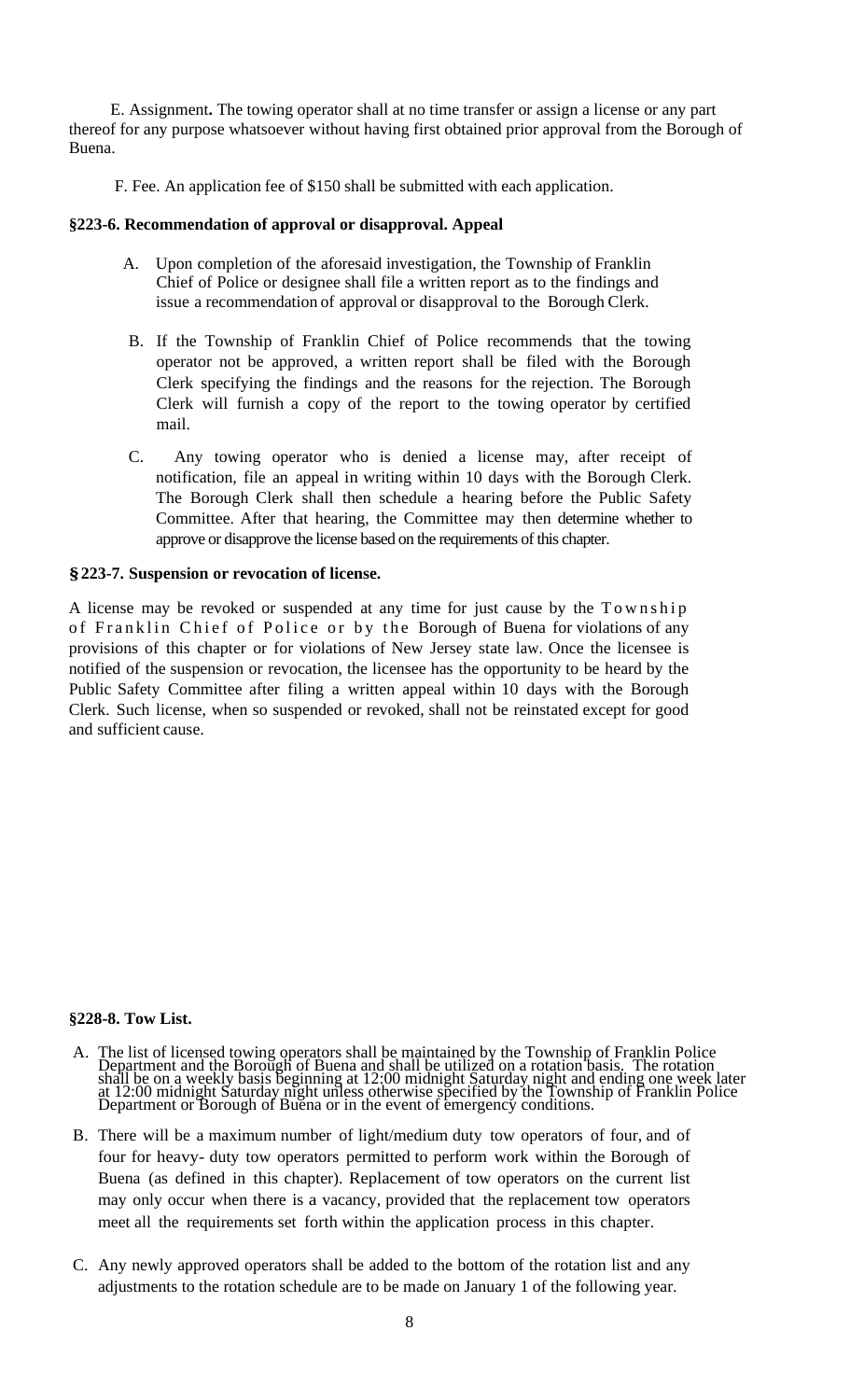E. Assignment**.** The towing operator shall at no time transfer or assign a license or any part thereof for any purpose whatsoever without having first obtained prior approval from the Borough of Buena.

F. Fee. An application fee of $150 shall be submitted with each application.

**§223-6. Recommendation of approval or disapproval. Appeal**

A. Upon completion of the aforesaid investigation, the Township of Franklin Chief of Police or designee shall file a written report as to the findings and issue a recommendation of approval or disapproval to the Borough Clerk.

B. If the Township of Franklin Chief of Police recommends that the towing operator not be approved, a written report shall be filed with the Borough Clerk specifying the findings and the reasons for the rejection. The Borough Clerk will furnish a copy of the report to the towing operator by certified mail.

C. Any towing operator who is denied a license may, after receipt of notification, file an appeal in writing within 10 days with the Borough Clerk. The Borough Clerk shall then schedule a hearing before the Public Safety Committee. After that hearing, the Committee may then determine whether to approve or disapprove the license based on the requirements of this chapter.

**§223-7. Suspension or revocation of license.**

A license may be revoked or suspended at any time for just cause by the Township of Franklin Chief of Police or by the Borough of Buena for violations of any provisions of this chapter or for violations of New Jersey state law. Once the licensee is notified of the suspension or revocation, the licensee has the opportunity to be heard by the Public Safety Committee after filing a written appeal within 10 days with the Borough Clerk. Such license, when so suspended or revoked, shall not be reinstated except for good and sufficient cause.

**§228-8. Tow List.**

A. The list of licensed towing operators shall be maintained by the Township of Franklin Police Department and the Borough of Buena and shall be utilized on a rotation basis. The rotation shall be on a weekly basis beginning at 12:00 midnight Saturday night and ending one week later at 12:00 midnight Saturday night unless otherwise specified by the Township of Franklin Police Department or Borough of Buena or in the event of emergency conditions.

B. There will be a maximum number of light/medium duty tow operators of four, and of four for heavy- duty tow operators permitted to perform work within the Borough of Buena (as defined in this chapter). Replacement of tow operators on the current list may only occur when there is a vacancy, provided that the replacement tow operators meet all the requirements set forth within the application process in this chapter.

C. Any newly approved operators shall be added to the bottom of the rotation list and any adjustments to the rotation schedule are to be made on January 1 of the following year.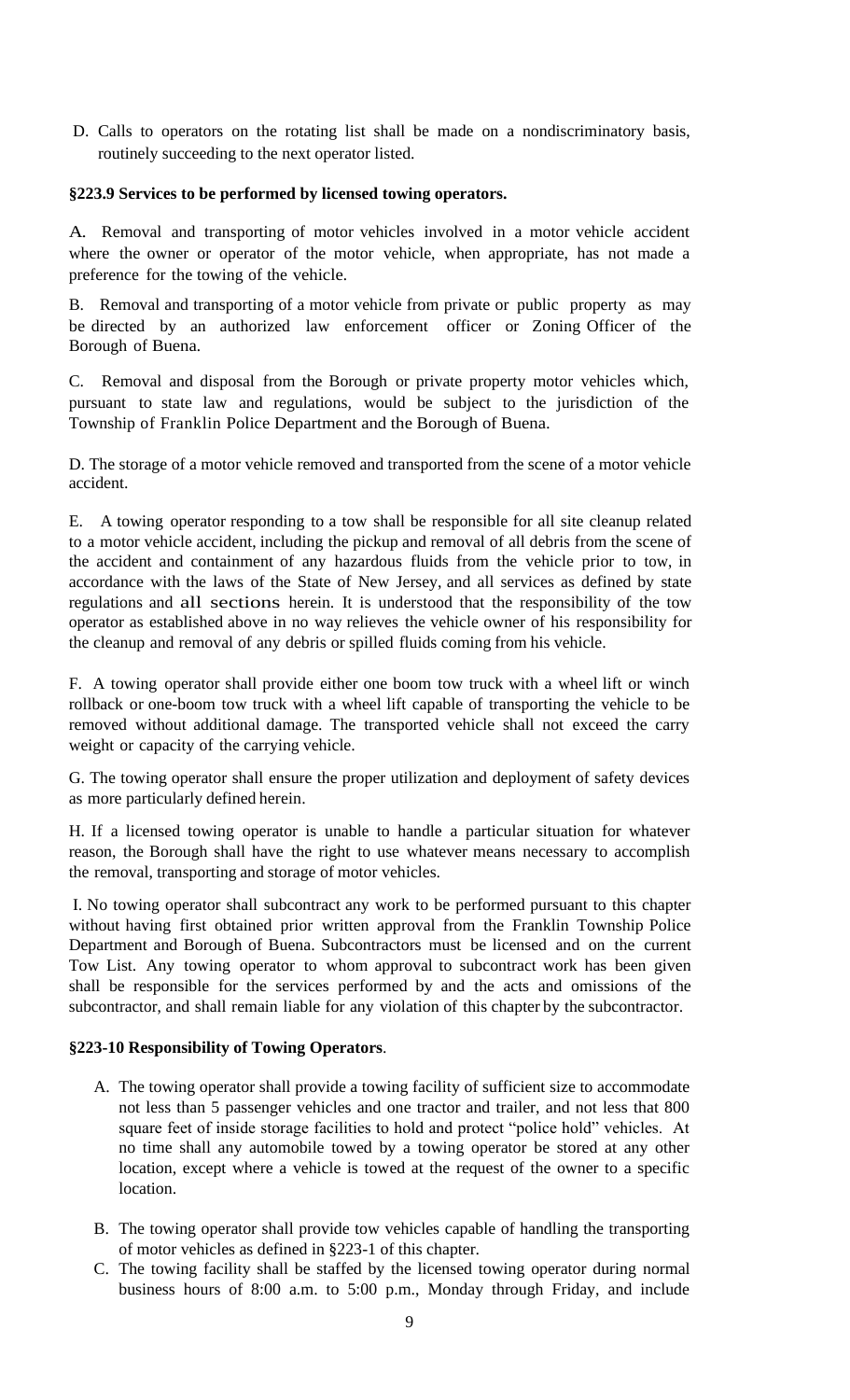D. Calls to operators on the rotating list shall be made on a nondiscriminatory basis, routinely succeeding to the next operator listed.

**§223.9 Services to be performed by licensed towing operators.**

A. Removal and transporting of motor vehicles involved in a motor vehicle accident where the owner or operator of the motor vehicle, when appropriate, has not made a preference for the towing of the vehicle.

B. Removal and transporting of a motor vehicle from private or public property as may be directed by an authorized law enforcement officer or Zoning Officer of the Borough of Buena.

C. Removal and disposal from the Borough or private property motor vehicles which, pursuant to state law and regulations, would be subject to the jurisdiction of the Township of Franklin Police Department and the Borough of Buena.

D. The storage of a motor vehicle removed and transported from the scene of a motor vehicle accident.

E. A towing operator responding to a tow shall be responsible for all site cleanup related to a motor vehicle accident, including the pickup and removal of all debris from the scene of the accident and containment of any hazardous fluids from the vehicle prior to tow, in accordance with the laws of the State of New Jersey, and all services as defined by state regulations and all sections herein. It is understood that the responsibility of the tow operator as established above in no way relieves the vehicle owner of his responsibility for the cleanup and removal of any debris or spilled fluids coming from his vehicle.

F. A towing operator shall provide either one boom tow truck with a wheel lift or winch rollback or one-boom tow truck with a wheel lift capable of transporting the vehicle to be removed without additional damage. The transported vehicle shall not exceed the carry weight or capacity of the carrying vehicle.

G. The towing operator shall ensure the proper utilization and deployment of safety devices as more particularly defined herein.

H. If a licensed towing operator is unable to handle a particular situation for whatever reason, the Borough shall have the right to use whatever means necessary to accomplish the removal, transporting and storage of motor vehicles.

I. No towing operator shall subcontract any work to be performed pursuant to this chapter without having first obtained prior written approval from the Franklin Township Police Department and Borough of Buena. Subcontractors must be licensed and on the current Tow List. Any towing operator to whom approval to subcontract work has been given shall be responsible for the services performed by and the acts and omissions of the subcontractor, and shall remain liable for any violation of this chapter by the subcontractor.

**§223-10 Responsibility of Towing Operators**.

A. The towing operator shall provide a towing facility of sufficient size to accommodate not less than 5 passenger vehicles and one tractor and trailer, and not less that 800 square feet of inside storage facilities to hold and protect "police hold" vehicles. At no time shall any automobile towed by a towing operator be stored at any other location, except where a vehicle is towed at the request of the owner to a specific location.

B. The towing operator shall provide tow vehicles capable of handling the transporting of motor vehicles as defined in §223-1 of this chapter.

C. The towing facility shall be staffed by the licensed towing operator during normal business hours of 8:00 a.m. to 5:00 p.m., Monday through Friday, and include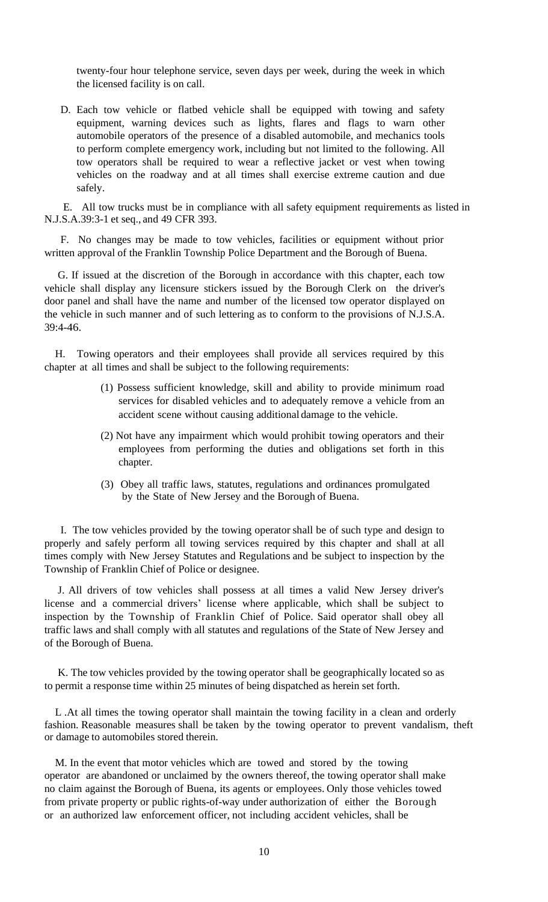twenty-four hour telephone service, seven days per week, during the week in which the licensed facility is on call.

D. Each tow vehicle or flatbed vehicle shall be equipped with towing and safety equipment, warning devices such as lights, flares and flags to warn other automobile operators of the presence of a disabled automobile, and mechanics tools to perform complete emergency work, including but not limited to the following. All tow operators shall be required to wear a reflective jacket or vest when towing vehicles on the roadway and at all times shall exercise extreme caution and due safely.

E. All tow trucks must be in compliance with all safety equipment requirements as listed in N.J.S.A.39:3-1 et seq., and 49 CFR 393.

F. No changes may be made to tow vehicles, facilities or equipment without prior written approval of the Franklin Township Police Department and the Borough of Buena.

G. If issued at the discretion of the Borough in accordance with this chapter, each tow vehicle shall display any licensure stickers issued by the Borough Clerk on the driver's door panel and shall have the name and number of the licensed tow operator displayed on the vehicle in such manner and of such lettering as to conform to the provisions of N.J.S.A. 39:4-46.

H. Towing operators and their employees shall provide all services required by this chapter at all times and shall be subject to the following requirements:

(1) Possess sufficient knowledge, skill and ability to provide minimum road services for disabled vehicles and to adequately remove a vehicle from an accident scene without causing additional damage to the vehicle.

(2) Not have any impairment which would prohibit towing operators and their employees from performing the duties and obligations set forth in this chapter.

(3) Obey all traffic laws, statutes, regulations and ordinances promulgated by the State of New Jersey and the Borough of Buena.

I. The tow vehicles provided by the towing operator shall be of such type and design to properly and safely perform all towing services required by this chapter and shall at all times comply with New Jersey Statutes and Regulations and be subject to inspection by the Township of Franklin Chief of Police or designee.

J. All drivers of tow vehicles shall possess at all times a valid New Jersey driver's license and a commercial drivers' license where applicable, which shall be subject to inspection by the Township of Franklin Chief of Police. Said operator shall obey all traffic laws and shall comply with all statutes and regulations of the State of New Jersey and of the Borough of Buena.

K. The tow vehicles provided by the towing operator shall be geographically located so as to permit a response time within 25 minutes of being dispatched as herein set forth.

L .At all times the towing operator shall maintain the towing facility in a clean and orderly fashion. Reasonable measures shall be taken by the towing operator to prevent vandalism, theft or damage to automobiles stored therein.

M. In the event that motor vehicles which are towed and stored by the towing operator are abandoned or unclaimed by the owners thereof, the towing operator shall make no claim against the Borough of Buena, its agents or employees. Only those vehicles towed from private property or public rights-of-way under authorization of either the Borough or an authorized law enforcement officer, not including accident vehicles, shall be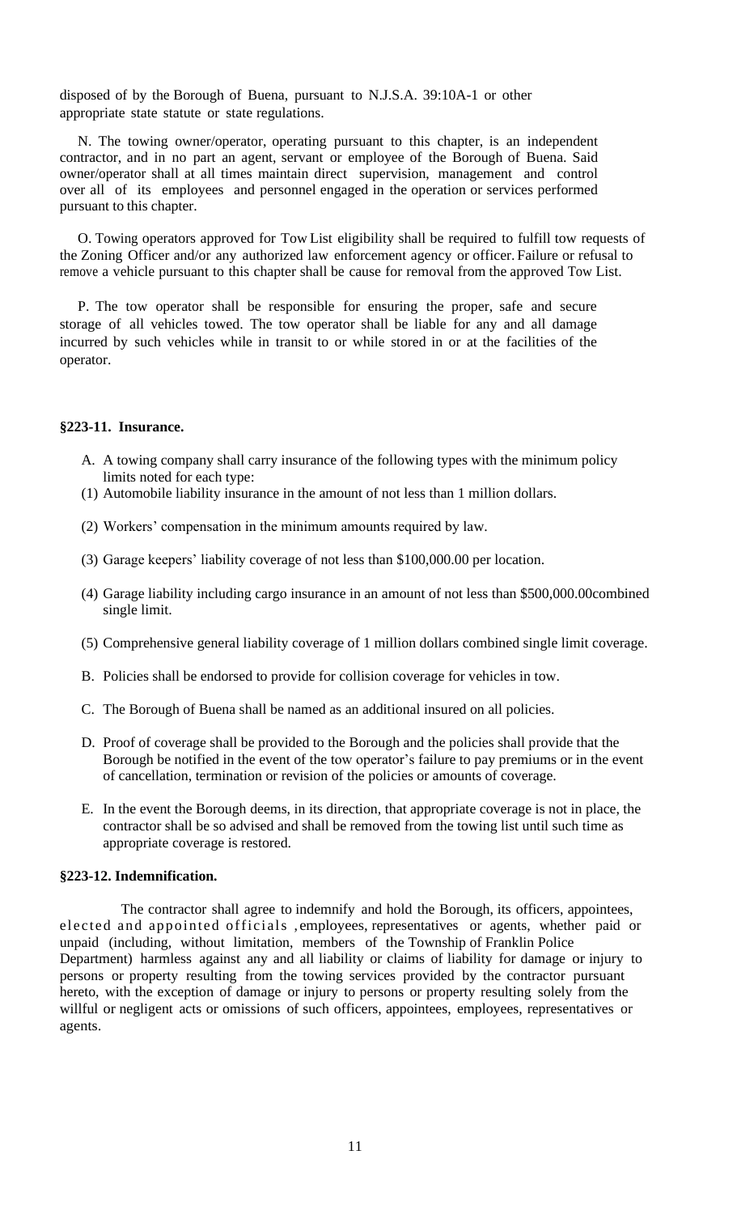disposed of by the Borough of Buena, pursuant to N.J.S.A. 39:10A-1 or other appropriate state statute or state regulations.

N. The towing owner/operator, operating pursuant to this chapter, is an independent contractor, and in no part an agent, servant or employee of the Borough of Buena. Said owner/operator shall at all times maintain direct supervision, management and control over all of its employees and personnel engaged in the operation or services performed pursuant to this chapter.

O. Towing operators approved for Tow List eligibility shall be required to fulfill tow requests of the Zoning Officer and/or any authorized law enforcement agency or officer. Failure or refusal to remove a vehicle pursuant to this chapter shall be cause for removal from the approved Tow List.

P. The tow operator shall be responsible for ensuring the proper, safe and secure storage of all vehicles towed. The tow operator shall be liable for any and all damage incurred by such vehicles while in transit to or while stored in or at the facilities of the operator.

**§223-11. Insurance.**

A. A towing company shall carry insurance of the following types with the minimum policy limits noted for each type:

(1) Automobile liability insurance in the amount of not less than 1 million dollars.

(2) Workers' compensation in the minimum amounts required by law.

(3) Garage keepers' liability coverage of not less than $100,000.00 per location.

(4) Garage liability including cargo insurance in an amount of not less than $500,000.00combined single limit.

(5) Comprehensive general liability coverage of 1 million dollars combined single limit coverage.

B. Policies shall be endorsed to provide for collision coverage for vehicles in tow.

C. The Borough of Buena shall be named as an additional insured on all policies.

D. Proof of coverage shall be provided to the Borough and the policies shall provide that the Borough be notified in the event of the tow operator's failure to pay premiums or in the event of cancellation, termination or revision of the policies or amounts of coverage.

E. In the event the Borough deems, in its direction, that appropriate coverage is not in place, the contractor shall be so advised and shall be removed from the towing list until such time as appropriate coverage is restored.

**§223-12. Indemnification.**

The contractor shall agree to indemnify and hold the Borough, its officers, appointees, elected and appointed officials , employees, representatives or agents, whether paid or unpaid (including, without limitation, members of the Township of Franklin Police Department) harmless against any and all liability or claims of liability for damage or injury to persons or property resulting from the towing services provided by the contractor pursuant hereto, with the exception of damage or injury to persons or property resulting solely from the willful or negligent acts or omissions of such officers, appointees, employees, representatives or agents.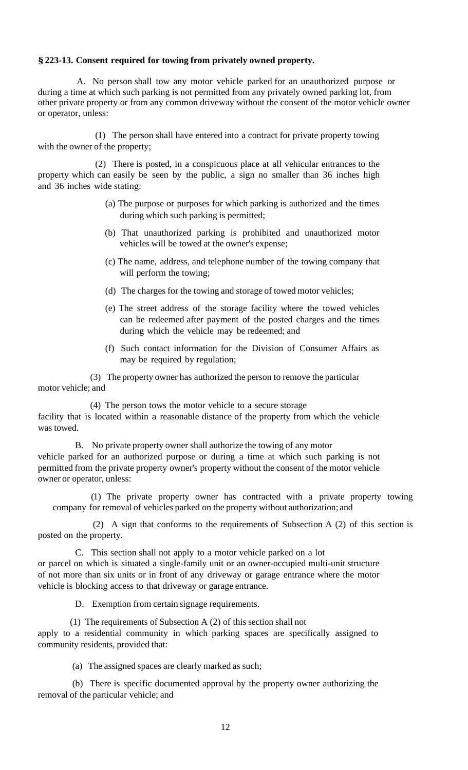**§ 223-13. Consent required for towing from privately owned property.**

A. No person shall tow any motor vehicle parked for an unauthorized purpose or during a time at which such parking is not permitted from any privately owned parking lot, from other private property or from any common driveway without the consent of the motor vehicle owner or operator, unless:

(1) The person shall have entered into a contract for private property towing with the owner of the property;

(2) There is posted, in a conspicuous place at all vehicular entrances to the property which can easily be seen by the public, a sign no smaller than 36 inches high and 36 inches wide stating:

(a) The purpose or purposes for which parking is authorized and the times during which such parking is permitted;

(b) That unauthorized parking is prohibited and unauthorized motor vehicles will be towed at the owner's expense;

(c) The name, address, and telephone number of the towing company that will perform the towing;

(d) The charges for the towing and storage of towed motor vehicles;

(e) The street address of the storage facility where the towed vehicles can be redeemed after payment of the posted charges and the times during which the vehicle may be redeemed; and

(f) Such contact information for the Division of Consumer Affairs as may be required by regulation;

(3) The property owner has authorized the person to remove the particular motor vehicle; and

(4) The person tows the motor vehicle to a secure storage facility that is located within a reasonable distance of the property from which the vehicle was towed.

B. No private property owner shall authorize the towing of any motor vehicle parked for an authorized purpose or during a time at which such parking is not permitted from the private property owner's property without the consent of the motor vehicle owner or operator, unless:

(1) The private property owner has contracted with a private property towing company for removal of vehicles parked on the property without authorization; and

(2) A sign that conforms to the requirements of Subsection A (2) of this section is posted on the property.

C. This section shall not apply to a motor vehicle parked on a lot or parcel on which is situated a single-family unit or an owner-occupied multi-unit structure of not more than six units or in front of any driveway or garage entrance where the motor vehicle is blocking access to that driveway or garage entrance.

D. Exemption from certain signage requirements.

(1) The requirements of Subsection A (2) of this section shall not apply to a residential community in which parking spaces are specifically assigned to community residents, provided that:

(a) The assigned spaces are clearly marked as such;

(b) There is specific documented approval by the property owner authorizing the removal of the particular vehicle; and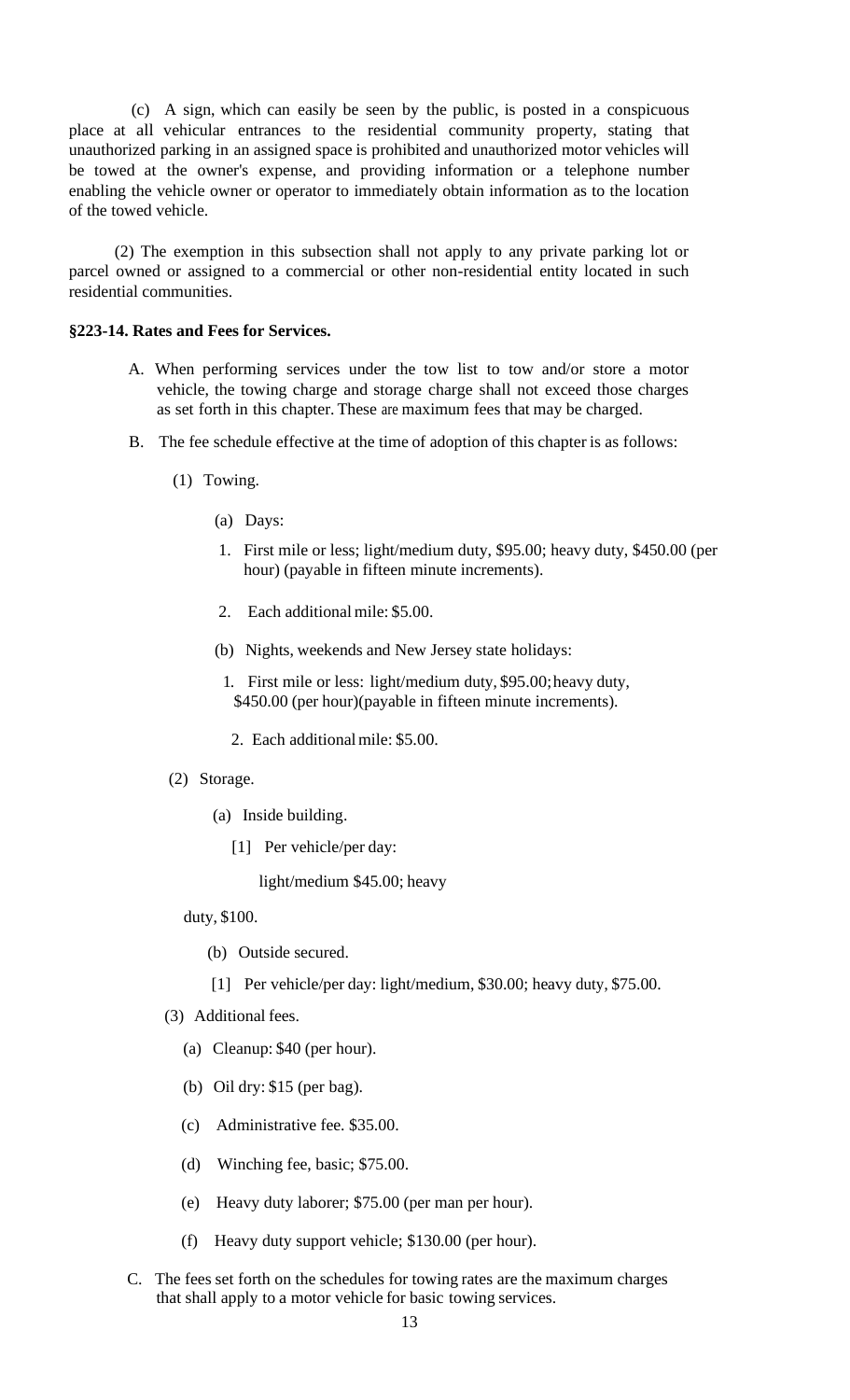(c) A sign, which can easily be seen by the public, is posted in a conspicuous place at all vehicular entrances to the residential community property, stating that unauthorized parking in an assigned space is prohibited and unauthorized motor vehicles will be towed at the owner's expense, and providing information or a telephone number enabling the vehicle owner or operator to immediately obtain information as to the location of the towed vehicle.

(2) The exemption in this subsection shall not apply to any private parking lot or parcel owned or assigned to a commercial or other non-residential entity located in such residential communities.

**§223-14. Rates and Fees for Services.**

A. When performing services under the tow list to tow and/or store a motor vehicle, the towing charge and storage charge shall not exceed those charges as set forth in this chapter. These are maximum fees that may be charged.

B. The fee schedule effective at the time of adoption of this chapter is as follows:

(1) Towing.

(a) Days:

1. First mile or less; light/medium duty, $95.00; heavy duty, $450.00 (per hour) (payable in fifteen minute increments).

2. Each additional mile: $5.00.

(b) Nights, weekends and New Jersey state holidays:

1. First mile or less: light/medium duty, $95.00; heavy duty, $450.00 (per hour)(payable in fifteen minute increments).

2. Each additional mile: $5.00.

(2) Storage.

(a) Inside building.

[1] Per vehicle/per day: light/medium $45.00; heavy duty, $100.

(b) Outside secured.

[1] Per vehicle/per day: light/medium, $30.00; heavy duty, $75.00.

(3) Additional fees.

(a) Cleanup: $40 (per hour).

(b) Oil dry: $15 (per bag).

(c) Administrative fee. $35.00.

(d) Winching fee, basic; $75.00.

(e) Heavy duty laborer; $75.00 (per man per hour).

(f) Heavy duty support vehicle; $130.00 (per hour).

C. The fees set forth on the schedules for towing rates are the maximum charges that shall apply to a motor vehicle for basic towing services.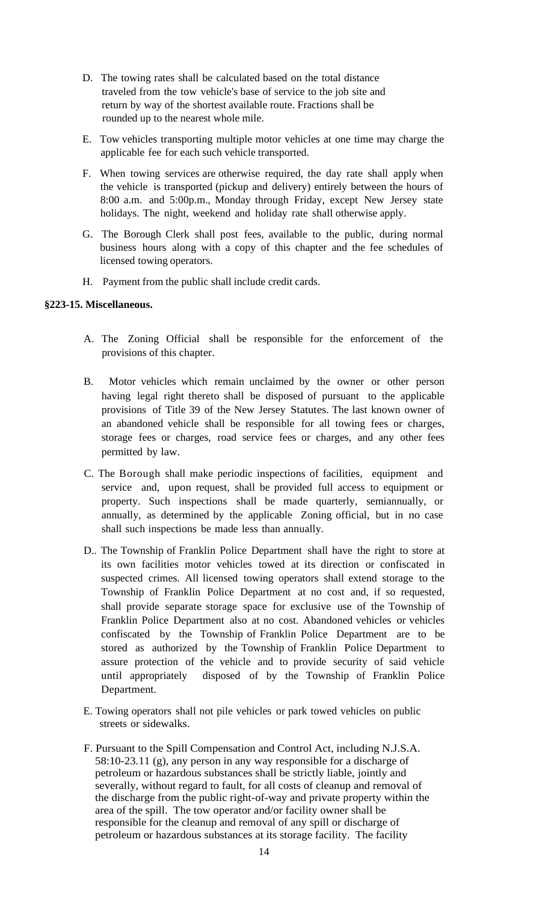D. The towing rates shall be calculated based on the total distance traveled from the tow vehicle's base of service to the job site and return by way of the shortest available route. Fractions shall be rounded up to the nearest whole mile.

E. Tow vehicles transporting multiple motor vehicles at one time may charge the applicable fee for each such vehicle transported.

F. When towing services are otherwise required, the day rate shall apply when the vehicle is transported (pickup and delivery) entirely between the hours of 8:00 a.m. and 5:00p.m., Monday through Friday, except New Jersey state holidays. The night, weekend and holiday rate shall otherwise apply.

G. The Borough Clerk shall post fees, available to the public, during normal business hours along with a copy of this chapter and the fee schedules of licensed towing operators.

H. Payment from the public shall include credit cards.

**§223-15. Miscellaneous.**

A. The Zoning Official shall be responsible for the enforcement of the provisions of this chapter.

B. Motor vehicles which remain unclaimed by the owner or other person having legal right thereto shall be disposed of pursuant to the applicable provisions of Title 39 of the New Jersey Statutes. The last known owner of an abandoned vehicle shall be responsible for all towing fees or charges, storage fees or charges, road service fees or charges, and any other fees permitted by law.

C. The Borough shall make periodic inspections of facilities, equipment and service and, upon request, shall be provided full access to equipment or property. Such inspections shall be made quarterly, semiannually, or annually, as determined by the applicable Zoning official, but in no case shall such inspections be made less than annually.

D.. The Township of Franklin Police Department shall have the right to store at its own facilities motor vehicles towed at its direction or confiscated in suspected crimes. All licensed towing operators shall extend storage to the Township of Franklin Police Department at no cost and, if so requested, shall provide separate storage space for exclusive use of the Township of Franklin Police Department also at no cost. Abandoned vehicles or vehicles confiscated by the Township of Franklin Police Department are to be stored as authorized by the Township of Franklin Police Department to assure protection of the vehicle and to provide security of said vehicle until appropriately disposed of by the Township of Franklin Police Department.

E. Towing operators shall not pile vehicles or park towed vehicles on public streets or sidewalks.

F. Pursuant to the Spill Compensation and Control Act, including N.J.S.A. 58:10-23.11 (g), any person in any way responsible for a discharge of petroleum or hazardous substances shall be strictly liable, jointly and severally, without regard to fault, for all costs of cleanup and removal of the discharge from the public right-of-way and private property within the area of the spill. The tow operator and/or facility owner shall be responsible for the cleanup and removal of any spill or discharge of petroleum or hazardous substances at its storage facility. The facility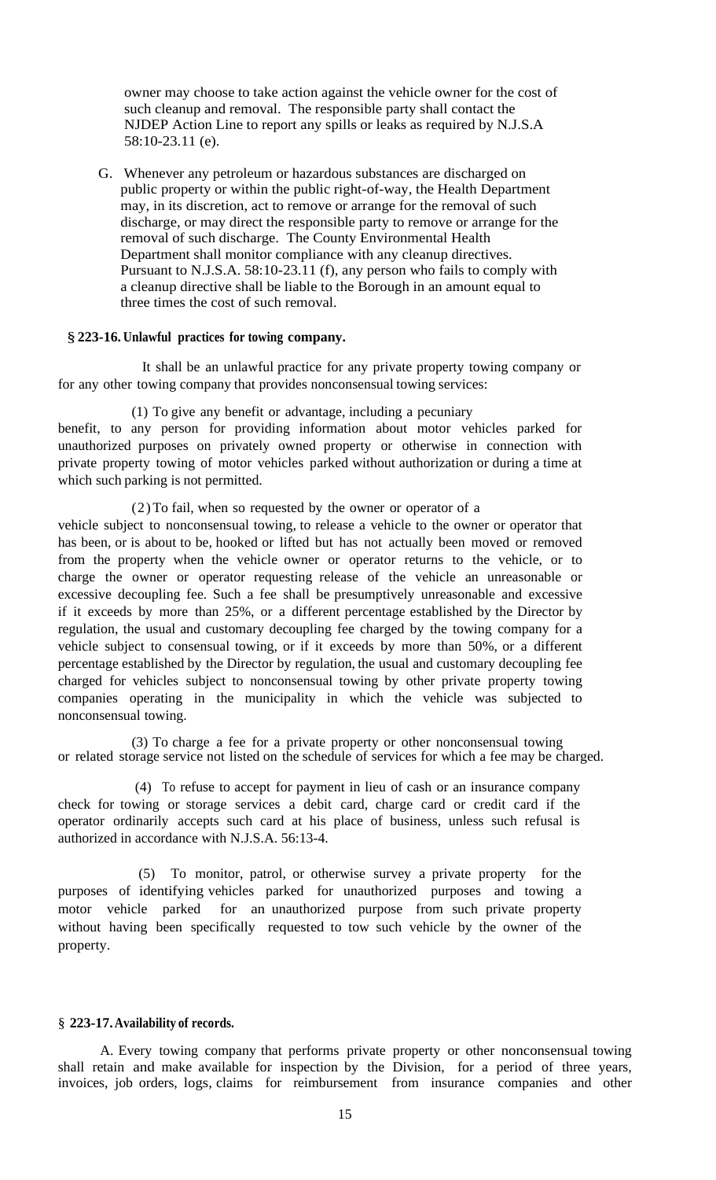owner may choose to take action against the vehicle owner for the cost of such cleanup and removal. The responsible party shall contact the NJDEP Action Line to report any spills or leaks as required by N.J.S.A 58:10-23.11 (e).

G. Whenever any petroleum or hazardous substances are discharged on public property or within the public right-of-way, the Health Department may, in its discretion, act to remove or arrange for the removal of such discharge, or may direct the responsible party to remove or arrange for the removal of such discharge. The County Environmental Health Department shall monitor compliance with any cleanup directives. Pursuant to N.J.S.A. 58:10-23.11 (f), any person who fails to comply with a cleanup directive shall be liable to the Borough in an amount equal to three times the cost of such removal.

**§ 223-16. Unlawful practices for towing company.**

It shall be an unlawful practice for any private property towing company or for any other towing company that provides nonconsensual towing services:

(1) To give any benefit or advantage, including a pecuniary benefit, to any person for providing information about motor vehicles parked for unauthorized purposes on privately owned property or otherwise in connection with private property towing of motor vehicles parked without authorization or during a time at which such parking is not permitted.

(2) To fail, when so requested by the owner or operator of a vehicle subject to nonconsensual towing, to release a vehicle to the owner or operator that has been, or is about to be, hooked or lifted but has not actually been moved or removed from the property when the vehicle owner or operator returns to the vehicle, or to charge the owner or operator requesting release of the vehicle an unreasonable or excessive decoupling fee. Such a fee shall be presumptively unreasonable and excessive if it exceeds by more than 25%, or a different percentage established by the Director by regulation, the usual and customary decoupling fee charged by the towing company for a vehicle subject to consensual towing, or if it exceeds by more than 50%, or a different percentage established by the Director by regulation, the usual and customary decoupling fee charged for vehicles subject to nonconsensual towing by other private property towing companies operating in the municipality in which the vehicle was subjected to nonconsensual towing.

(3) To charge a fee for a private property or other nonconsensual towing or related storage service not listed on the schedule of services for which a fee may be charged.

(4) To refuse to accept for payment in lieu of cash or an insurance company check for towing or storage services a debit card, charge card or credit card if the operator ordinarily accepts such card at his place of business, unless such refusal is authorized in accordance with N.J.S.A. 56:13-4.

(5) To monitor, patrol, or otherwise survey a private property for the purposes of identifying vehicles parked for unauthorized purposes and towing a motor vehicle parked for an unauthorized purpose from such private property without having been specifically requested to tow such vehicle by the owner of the property.

**§ 223-17. Availability of records.**

A. Every towing company that performs private property or other nonconsensual towing shall retain and make available for inspection by the Division, for a period of three years, invoices, job orders, logs, claims for reimbursement from insurance companies and other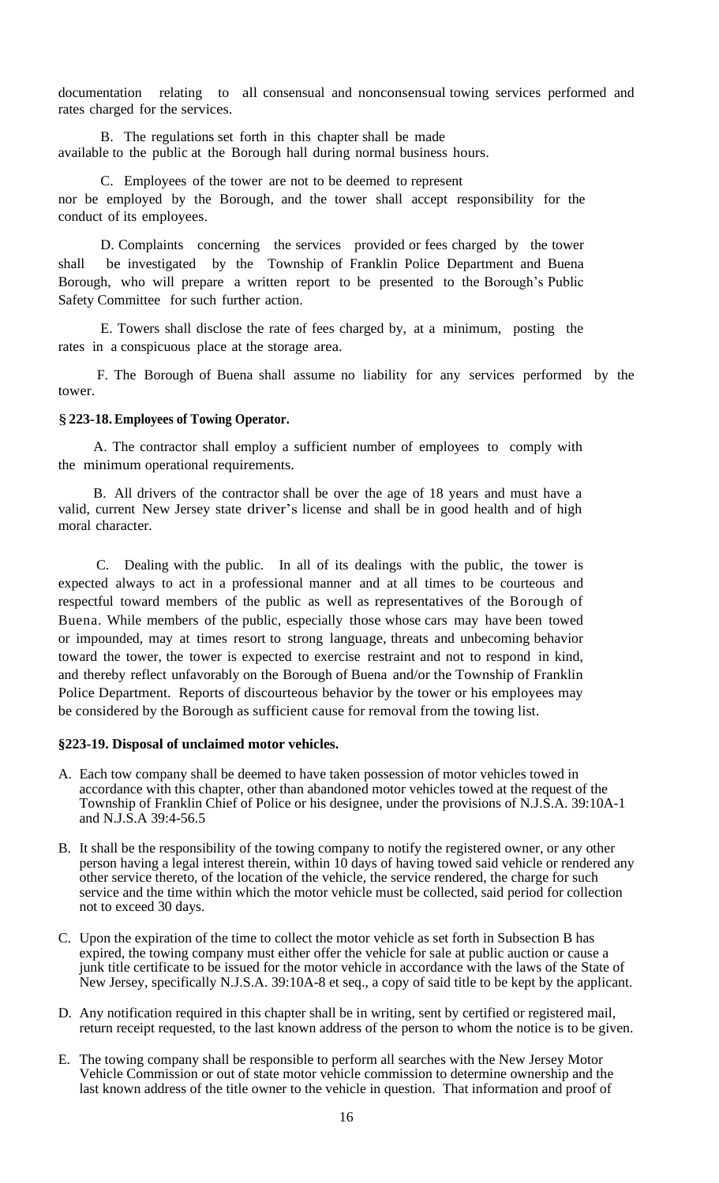documentation relating to all consensual and nonconsensual towing services performed and rates charged for the services.

B. The regulations set forth in this chapter shall be made available to the public at the Borough hall during normal business hours.

C. Employees of the tower are not to be deemed to represent nor be employed by the Borough, and the tower shall accept responsibility for the conduct of its employees.

D. Complaints concerning the services provided or fees charged by the tower shall be investigated by the Township of Franklin Police Department and Buena Borough, who will prepare a written report to be presented to the Borough's Public Safety Committee for such further action.

E. Towers shall disclose the rate of fees charged by, at a minimum, posting the rates in a conspicuous place at the storage area.

F. The Borough of Buena shall assume no liability for any services performed by the tower.

**§ 223-18. Employees of Towing Operator.**

A. The contractor shall employ a sufficient number of employees to comply with the minimum operational requirements.

B. All drivers of the contractor shall be over the age of 18 years and must have a valid, current New Jersey state driver's license and shall be in good health and of high moral character.

C. Dealing with the public. In all of its dealings with the public, the tower is expected always to act in a professional manner and at all times to be courteous and respectful toward members of the public as well as representatives of the Borough of Buena. While members of the public, especially those whose cars may have been towed or impounded, may at times resort to strong language, threats and unbecoming behavior toward the tower, the tower is expected to exercise restraint and not to respond in kind, and thereby reflect unfavorably on the Borough of Buena and/or the Township of Franklin Police Department. Reports of discourteous behavior by the tower or his employees may be considered by the Borough as sufficient cause for removal from the towing list.

**§223-19. Disposal of unclaimed motor vehicles.**

A. Each tow company shall be deemed to have taken possession of motor vehicles towed in accordance with this chapter, other than abandoned motor vehicles towed at the request of the Township of Franklin Chief of Police or his designee, under the provisions of N.J.S.A. 39:10A-1 and N.J.S.A 39:4-56.5

B. It shall be the responsibility of the towing company to notify the registered owner, or any other person having a legal interest therein, within 10 days of having towed said vehicle or rendered any other service thereto, of the location of the vehicle, the service rendered, the charge for such service and the time within which the motor vehicle must be collected, said period for collection not to exceed 30 days.

C. Upon the expiration of the time to collect the motor vehicle as set forth in Subsection B has expired, the towing company must either offer the vehicle for sale at public auction or cause a junk title certificate to be issued for the motor vehicle in accordance with the laws of the State of New Jersey, specifically N.J.S.A. 39:10A-8 et seq., a copy of said title to be kept by the applicant.

D. Any notification required in this chapter shall be in writing, sent by certified or registered mail, return receipt requested, to the last known address of the person to whom the notice is to be given.

E. The towing company shall be responsible to perform all searches with the New Jersey Motor Vehicle Commission or out of state motor vehicle commission to determine ownership and the last known address of the title owner to the vehicle in question. That information and proof of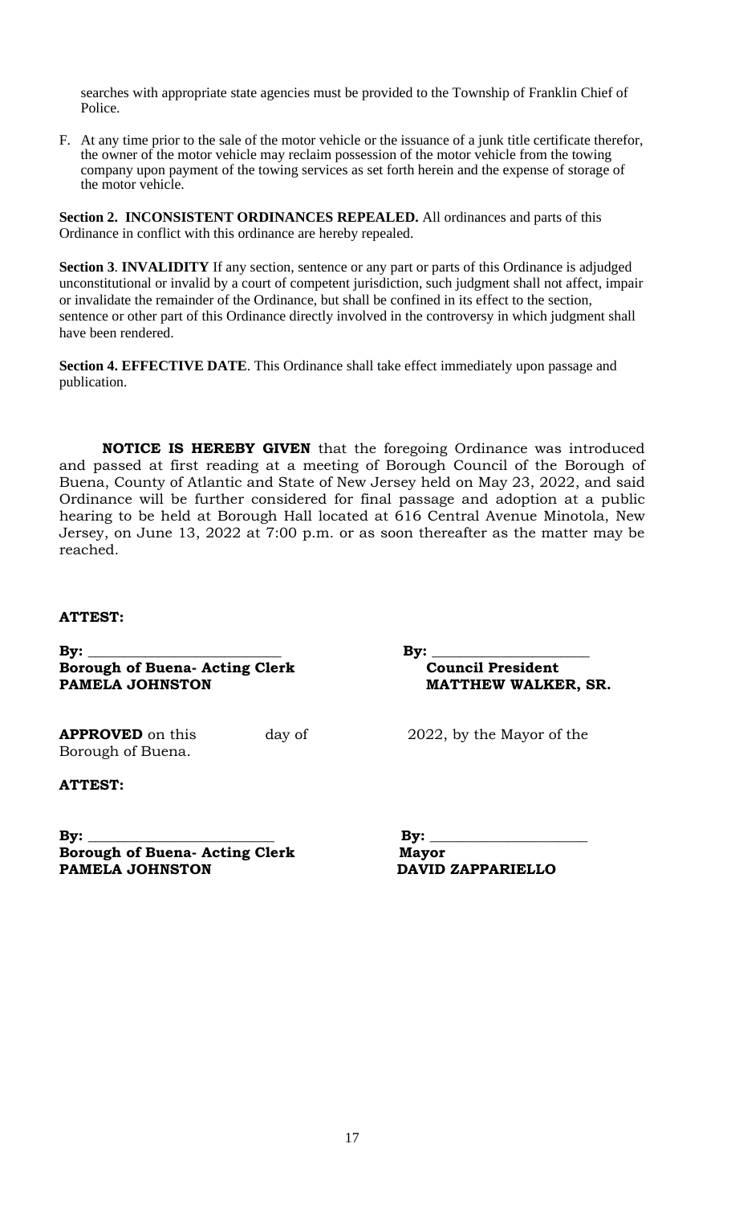searches with appropriate state agencies must be provided to the Township of Franklin Chief of Police.

F. At any time prior to the sale of the motor vehicle or the issuance of a junk title certificate therefor, the owner of the motor vehicle may reclaim possession of the motor vehicle from the towing company upon payment of the towing services as set forth herein and the expense of storage of the motor vehicle.

**Section 2. INCONSISTENT ORDINANCES REPEALED.** All ordinances and parts of this Ordinance in conflict with this ordinance are hereby repealed.

**Section 3**. **INVALIDITY** If any section, sentence or any part or parts of this Ordinance is adjudged unconstitutional or invalid by a court of competent jurisdiction, such judgment shall not affect, impair or invalidate the remainder of the Ordinance, but shall be confined in its effect to the section, sentence or other part of this Ordinance directly involved in the controversy in which judgment shall have been rendered.

**Section 4. EFFECTIVE DATE**. This Ordinance shall take effect immediately upon passage and publication.

**NOTICE IS HEREBY GIVEN** that the foregoing Ordinance was introduced and passed at first reading at a meeting of Borough Council of the Borough of Buena, County of Atlantic and State of New Jersey held on May 23, 2022, and said Ordinance will be further considered for final passage and adoption at a public hearing to be held at Borough Hall located at 616 Central Avenue Minotola, New Jersey, on June 13, 2022 at 7:00 p.m. or as soon thereafter as the matter may be reached.

**ATTEST:**

**By:** \_\_\_\_\_\_\_\_\_\_\_\_\_\_\_\_\_\_\_\_\_\_\_\_\_\_
**Borough of Buena- Acting Clerk**
**PAMELA JOHNSTON**

**By:** \_\_\_\_\_\_\_\_\_\_\_\_\_\_\_\_\_\_\_\_\_\_
**Council President**
**MATTHEW WALKER, SR.**

**APPROVED** on this day of 2022, by the Mayor of the Borough of Buena.

**ATTEST:**

**By:** \_\_\_\_\_\_\_\_\_\_\_\_\_\_\_\_\_\_\_\_\_\_\_\_\_\_
**Borough of Buena- Acting Clerk**
**PAMELA JOHNSTON**

**By:** \_\_\_\_\_\_\_\_\_\_\_\_\_\_\_\_\_\_\_\_\_\_
**Mayor**
**DAVID ZAPPARIELLO**